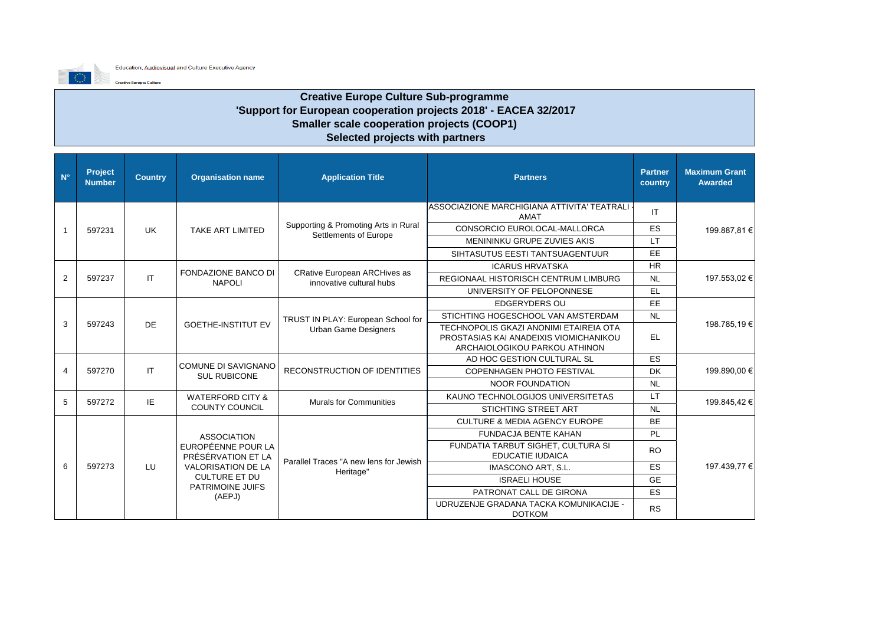Education, Audiovisual and Culture Executive Agency

Creative Europe: Culture

# Creative Europe Culture Sub-programme
## 'Support for European cooperation projects 2018' - EACEA 32/2017
## Smaller scale cooperation projects (COOP1)
## Selected projects with partners

| N° | Project Number | Country | Organisation name | Application Title | Partners | Partner country | Maximum Grant Awarded |
|---|---|---|---|---|---|---|---|
| 1 | 597231 | UK | TAKE ART LIMITED | Supporting & Promoting Arts in Rural Settlements of Europe | ASSOCIAZIONE MARCHIGIANA ATTIVITA' TEATRALI - AMAT | IT | 199.887,81 € |
| | | | | | CONSORCIO EUROLOCAL-MALLORCA | ES | |
| | | | | | MENININKU GRUPE ZUVIES AKIS | LT | |
| | | | | | SIHTASUTUS EESTI TANTSUAGENTUUR | EE | |
| 2 | 597237 | IT | FONDAZIONE BANCO DI NAPOLI | CRative European ARCHives as innovative cultural hubs | ICARUS HRVATSKA | HR | 197.553,02 € |
| | | | | | REGIONAAL HISTORISCH CENTRUM LIMBURG | NL | |
| | | | | | UNIVERSITY OF PELOPONNESE | EL | |
| 3 | 597243 | DE | GOETHE-INSTITUT EV | TRUST IN PLAY: European School for Urban Game Designers | EDGERYDERS OU | EE | 198.785,19 € |
| | | | | | STICHTING HOGESCHOOL VAN AMSTERDAM | NL | |
| | | | | | TECHNOPOLIS GKAZI ANONIMI ETAIREIA OTA PROSTASIAS KAI ANADEIXIS VIOMICHANIKOU ARCHAIOLOGIKOU PARKOU ATHINON | EL | |
| 4 | 597270 | IT | COMUNE DI SAVIGNANO SUL RUBICONE | RECONSTRUCTION OF IDENTITIES | AD HOC GESTION CULTURAL SL | ES | 199.890,00 € |
| | | | | | COPENHAGEN PHOTO FESTIVAL | DK | |
| | | | | | NOOR FOUNDATION | NL | |
| 5 | 597272 | IE | WATERFORD CITY & COUNTY COUNCIL | Murals for Communities | KAUNO TECHNOLOGIJOS UNIVERSITETAS | LT | 199.845,42 € |
| | | | | | STICHTING STREET ART | NL | |
| 6 | 597273 | LU | ASSOCIATION EUROPÉENNE POUR LA PRÉSÉRVATION ET LA VALORISATION DE LA CULTURE ET DU PATRIMOINE JUIFS (AEPJ) | Parallel Traces "A new lens for Jewish Heritage" | CULTURE & MEDIA AGENCY EUROPE | BE | 197.439,77 € |
| | | | | | FUNDACJA BENTE KAHAN | PL | |
| | | | | | FUNDATIA TARBUT SIGHET, CULTURA SI EDUCATIE IUDAICA | RO | |
| | | | | | IMASCONO ART, S.L. | ES | |
| | | | | | ISRAELI HOUSE | GE | |
| | | | | | PATRONAT CALL DE GIRONA | ES | |
| | | | | | UDRUZENJE GRADANA TACKA KOMUNIKACIJE - DOTKOM | RS | |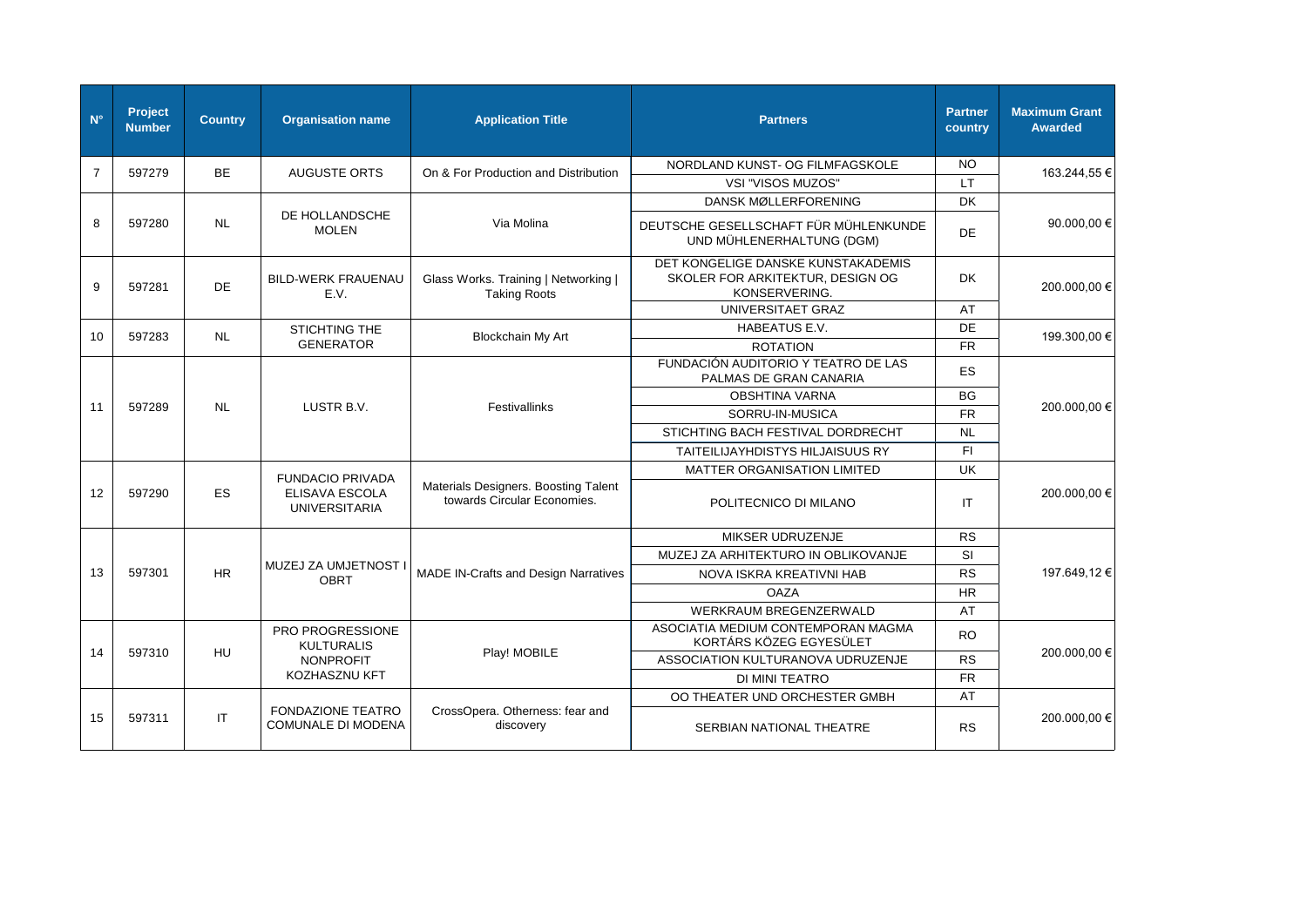| N° | Project Number | Country | Organisation name | Application Title | Partners | Partner country | Maximum Grant Awarded |
|---|---|---|---|---|---|---|---|
| 7 | 597279 | BE | AUGUSTE ORTS | On & For Production and Distribution | NORDLAND KUNST- OG FILMFAGSKOLE | NO | 163.244,55 € |
| | | | | | VSI "VISOS MUZOS" | LT | |
| 8 | 597280 | NL | DE HOLLANDSCHE MOLEN | Via Molina | DANSK MØLLERFORENING | DK | 90.000,00 € |
| | | | | | DEUTSCHE GESELLSCHAFT FÜR MÜHLENKUNDE UND MÜHLENERHALTUNG (DGM) | DE | |
| 9 | 597281 | DE | BILD-WERK FRAUENAU E.V. | Glass Works. Training \| Networking \| Taking Roots | DET KONGELIGE DANSKE KUNSTAKADEMIS SKOLER FOR ARKITEKTUR, DESIGN OG KONSERVERING. | DK | 200.000,00 € |
| | | | | | UNIVERSITAET GRAZ | AT | |
| 10 | 597283 | NL | STICHTING THE GENERATOR | Blockchain My Art | HABEATUS E.V. | DE | 199.300,00 € |
| | | | | | ROTATION | FR | |
| 11 | 597289 | NL | LUSTR B.V. | Festivallinks | FUNDACIÓN AUDITORIO Y TEATRO DE LAS PALMAS DE GRAN CANARIA | ES | 200.000,00 € |
| | | | | | OBSHTINA VARNA | BG | |
| | | | | | SORRU-IN-MUSICA | FR | |
| | | | | | STICHTING BACH FESTIVAL DORDRECHT | NL | |
| | | | | | TAITEILIJAYHDISTYS HILJAISUUS RY | FI | |
| 12 | 597290 | ES | FUNDACIO PRIVADA ELISAVA ESCOLA UNIVERSITARIA | Materials Designers. Boosting Talent towards Circular Economies. | MATTER ORGANISATION LIMITED | UK | 200.000,00 € |
| | | | | | POLITECNICO DI MILANO | IT | |
| 13 | 597301 | HR | MUZEJ ZA UMJETNOST I OBRT | MADE IN-Crafts and Design Narratives | MIKSER UDRUZENJE | RS | 197.649,12 € |
| | | | | | MUZEJ ZA ARHITEKTURO IN OBLIKOVANJE | SI | |
| | | | | | NOVA ISKRA KREATIVNI HAB | RS | |
| | | | | | OAZA | HR | |
| | | | | | WERKRAUM BREGENZERWALD | AT | |
| 14 | 597310 | HU | PRO PROGRESSIONE KULTURALIS NONPROFIT KOZHASZNU KFT | Play! MOBILE | ASOCIATIA MEDIUM CONTEMPORAN MAGMA KORTÁRS KÖZEG EGYESÜLET | RO | 200.000,00 € |
| | | | | | ASSOCIATION KULTURANOVA UDRUZENJE | RS | |
| | | | | | DI MINI TEATRO | FR | |
| 15 | 597311 | IT | FONDAZIONE TEATRO COMUNALE DI MODENA | CrossOpera. Otherness: fear and discovery | OO THEATER UND ORCHESTER GMBH | AT | 200.000,00 € |
| | | | | | SERBIAN NATIONAL THEATRE | RS | |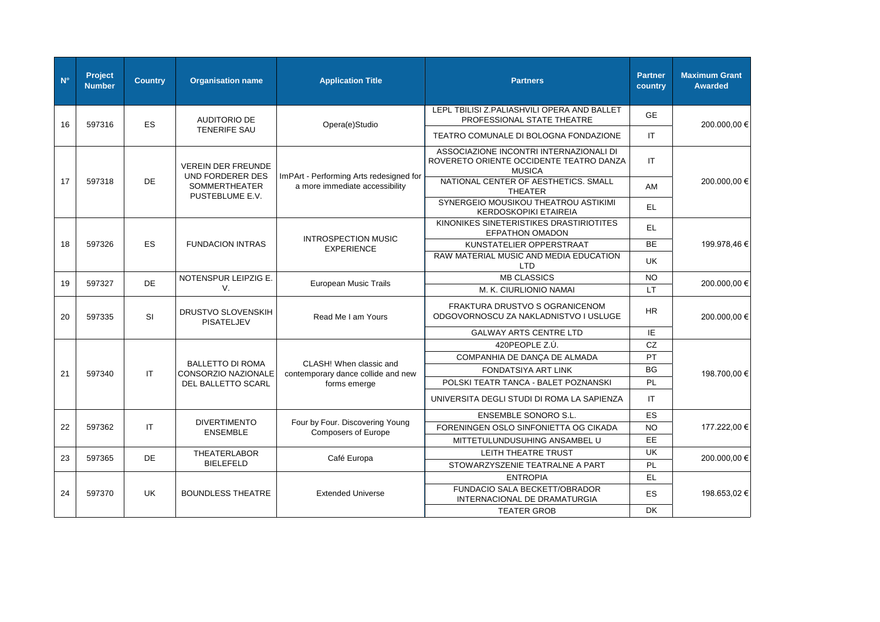| N° | Project Number | Country | Organisation name | Application Title | Partners | Partner country | Maximum Grant Awarded |
|---|---|---|---|---|---|---|---|
| 16 | 597316 | ES | AUDITORIO DE TENERIFE SAU | Opera(e)Studio | LEPL TBILISI Z.PALIASHVILI OPERA AND BALLET PROFESSIONAL STATE THEATRE | GE | 200.000,00 € |
| | | | | | TEATRO COMUNALE DI BOLOGNA FONDAZIONE | IT | |
| 17 | 597318 | DE | VEREIN DER FREUNDE UND FORDERER DES SOMMERTHEATER PUSTEBLUME E.V. | ImPArt - Performing Arts redesigned for a more immediate accessibility | ASSOCIAZIONE INCONTRI INTERNAZIONALI DI ROVERETO ORIENTE OCCIDENTE TEATRO DANZA MUSICA | IT | 200.000,00 € |
| | | | | | NATIONAL CENTER OF AESTHETICS. SMALL THEATER | AM | |
| | | | | | SYNERGEIO MOUSIKOU THEATROU ASTIKIMI KERDOSKOPIKI ETAIREIA | EL | |
| 18 | 597326 | ES | FUNDACION INTRAS | INTROSPECTION MUSIC EXPERIENCE | KINONIKES SINETERISTIKES DRASTIRIOTITES EFPATHON OMADON | EL | 199.978,46 € |
| | | | | | KUNSTATELIER OPPERSTRAAT | BE | |
| | | | | | RAW MATERIAL MUSIC AND MEDIA EDUCATION LTD | UK | |
| 19 | 597327 | DE | NOTENSPUR LEIPZIG E. V. | European Music Trails | MB CLASSICS | NO | 200.000,00 € |
| | | | | | M. K. CIURLIONIO NAMAI | LT | |
| 20 | 597335 | SI | DRUSTVO SLOVENSKIH PISATELJEV | Read Me I am Yours | FRAKTURA DRUSTVO S OGRANICENOM ODGOVORNOSCU ZA NAKLADNISTVO I USLUGE | HR | 200.000,00 € |
| | | | | | GALWAY ARTS CENTRE LTD | IE | |
| 21 | 597340 | IT | BALLETTO DI ROMA CONSORZIO NAZIONALE DEL BALLETTO SCARL | CLASH! When classic and contemporary dance collide and new forms emerge | 420PEOPLE Z.Ú. | CZ | 198.700,00 € |
| | | | | | COMPANHIA DE DANÇA DE ALMADA | PT | |
| | | | | | FONDATSIYA ART LINK | BG | |
| | | | | | POLSKI TEATR TANCA - BALET POZNANSKI | PL | |
| | | | | | UNIVERSITA DEGLI STUDI DI ROMA LA SAPIENZA | IT | |
| 22 | 597362 | IT | DIVERTIMENTO ENSEMBLE | Four by Four. Discovering Young Composers of Europe | ENSEMBLE SONORO S.L. | ES | 177.222,00 € |
| | | | | | FORENINGEN OSLO SINFONIETTA OG CIKADA | NO | |
| | | | | | MITTETULUNDUSUHING ANSAMBEL U | EE | |
| 23 | 597365 | DE | THEATERLABOR BIELEFELD | Café Europa | LEITH THEATRE TRUST | UK | 200.000,00 € |
| | | | | | STOWARZYSZENIE TEATRALNE A PART | PL | |
| 24 | 597370 | UK | BOUNDLESS THEATRE | Extended Universe | ENTROPIA | EL | 198.653,02 € |
| | | | | | FUNDACIO SALA BECKETT/OBRADOR INTERNACIONAL DE DRAMATURGIA | ES | |
| | | | | | TEATER GROB | DK | |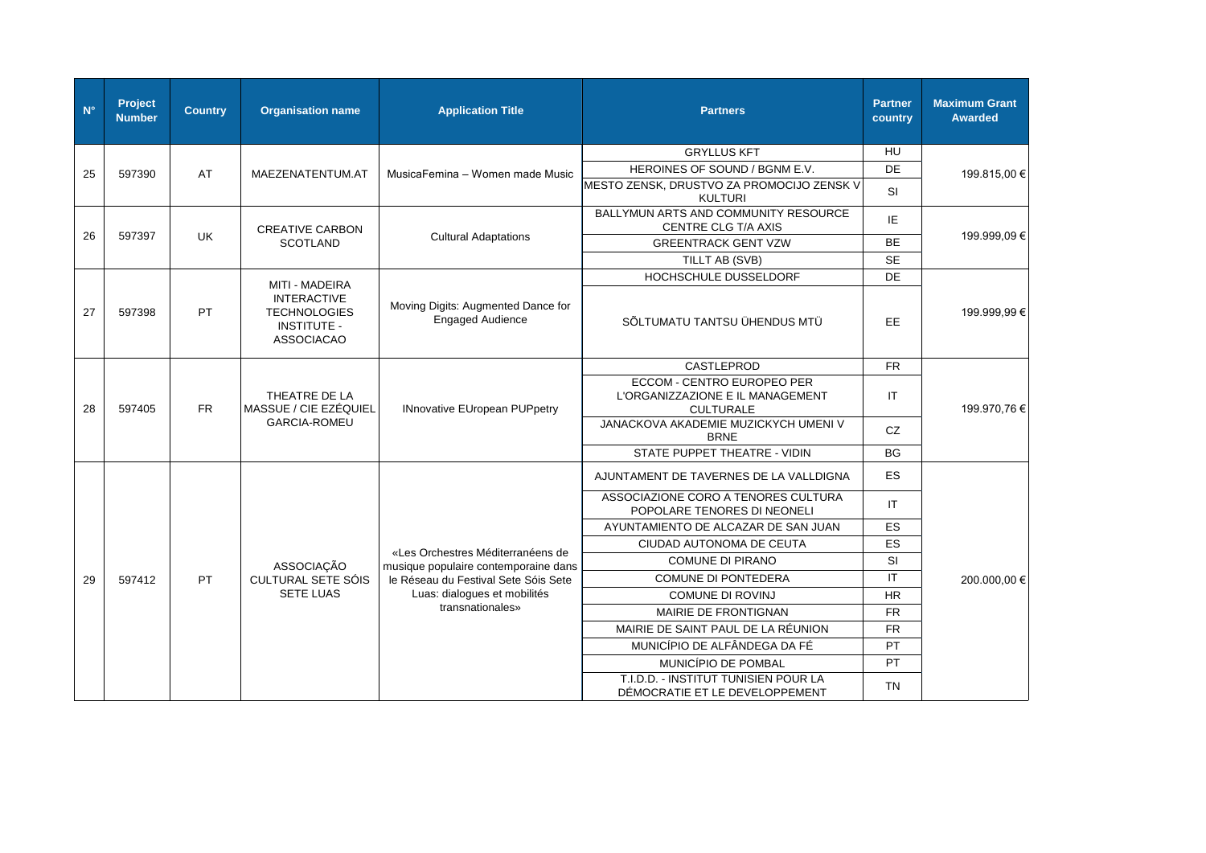| N° | Project Number | Country | Organisation name | Application Title | Partners | Partner country | Maximum Grant Awarded |
|---|---|---|---|---|---|---|---|
| 25 | 597390 | AT | MAEZENATENTUM.AT | MusicaFemina – Women made Music | GRYLLUS KFT | HU | 199.815,00 € |
| | | | | | HEROINES OF SOUND / BGNM E.V. | DE | |
| | | | | | MESTO ZENSK, DRUSTVO ZA PROMOCIJO ZENSK V KULTURI | SI | |
| 26 | 597397 | UK | CREATIVE CARBON SCOTLAND | Cultural Adaptations | BALLYMUN ARTS AND COMMUNITY RESOURCE CENTRE CLG T/A AXIS | IE | 199.999,09 € |
| | | | | | GREENTRACK GENT VZW | BE | |
| | | | | | TILLT AB (SVB) | SE | |
| 27 | 597398 | PT | MITI - MADEIRA INTERACTIVE TECHNOLOGIES INSTITUTE - ASSOCIACAO | Moving Digits: Augmented Dance for Engaged Audience | HOCHSCHULE DUSSELDORF | DE | 199.999,99 € |
| | | | | | SÕLTUMATU TANTSU ÜHENDUS MTÜ | EE | |
| 28 | 597405 | FR | THEATRE DE LA MASSUE / CIE EZÉQUIEL GARCIA-ROMEU | INnovative EUropean PUPpetry | CASTLEPROD | FR | 199.970,76 € |
| | | | | | ECCOM - CENTRO EUROPEO PER L'ORGANIZZAZIONE E IL MANAGEMENT CULTURALE | IT | |
| | | | | | JANACKOVA AKADEMIE MUZICKYCH UMENI V BRNE | CZ | |
| | | | | | STATE PUPPET THEATRE - VIDIN | BG | |
| 29 | 597412 | PT | ASSOCIAÇÃO CULTURAL SETE SÓIS SETE LUAS | «Les Orchestres Méditerranéens de musique populaire contemporaine dans le Réseau du Festival Sete Sóis Sete Luas: dialogues et mobilités transnationales» | AJUNTAMENT DE TAVERNES DE LA VALLDIGNA | ES | 200.000,00 € |
| | | | | | ASSOCIAZIONE CORO A TENORES CULTURA POPOLARE TENORES DI NEONELI | IT | |
| | | | | | AYUNTAMIENTO DE ALCAZAR DE SAN JUAN | ES | |
| | | | | | CIUDAD AUTONOMA DE CEUTA | ES | |
| | | | | | COMUNE DI PIRANO | SI | |
| | | | | | COMUNE DI PONTEDERA | IT | |
| | | | | | COMUNE DI ROVINJ | HR | |
| | | | | | MAIRIE DE FRONTIGNAN | FR | |
| | | | | | MAIRIE DE SAINT PAUL DE LA RÉUNION | FR | |
| | | | | | MUNICÍPIO DE ALFÂNDEGA DA FÉ | PT | |
| | | | | | MUNICÍPIO DE POMBAL | PT | |
| | | | | | T.I.D.D. - INSTITUT TUNISIEN POUR LA DÉMOCRATIE ET LE DEVELOPPEMENT | TN | |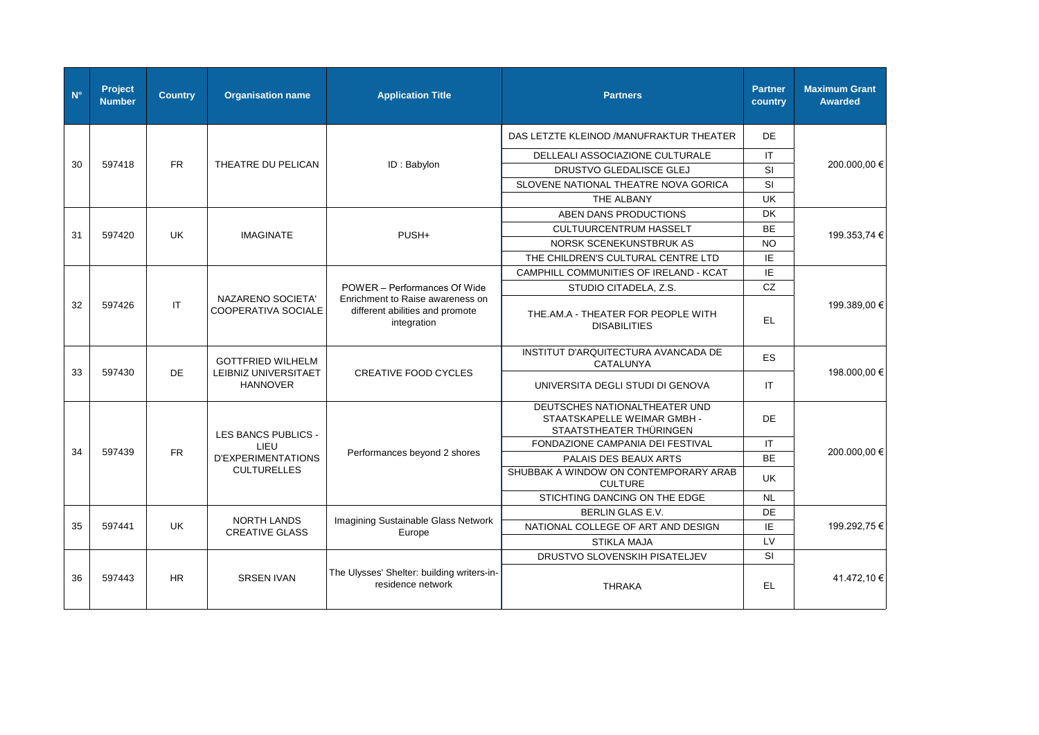| N° | Project Number | Country | Organisation name | Application Title | Partners | Partner country | Maximum Grant Awarded |
|---|---|---|---|---|---|---|---|
| 30 | 597418 | FR | THEATRE DU PELICAN | ID : Babylon | DAS LETZTE KLEINOD /MANUFRAKTUR THEATER | DE | 200.000,00 € |
| | | | | | DELLEALI ASSOCIAZIONE CULTURALE | IT | |
| | | | | | DRUSTVO GLEDALISCE GLEJ | SI | |
| | | | | | SLOVENE NATIONAL THEATRE NOVA GORICA | SI | |
| | | | | | THE ALBANY | UK | |
| 31 | 597420 | UK | IMAGINATE | PUSH+ | ABEN DANS PRODUCTIONS | DK | 199.353,74 € |
| | | | | | CULTUURCENTRUM HASSELT | BE | |
| | | | | | NORSK SCENEKUNSTBRUK AS | NO | |
| | | | | | THE CHILDREN'S CULTURAL CENTRE LTD | IE | |
| 32 | 597426 | IT | NAZARENO SOCIETA' COOPERATIVA SOCIALE | POWER – Performances Of Wide Enrichment to Raise awareness on different abilities and promote integration | CAMPHILL COMMUNITIES OF IRELAND - KCAT | IE | 199.389,00 € |
| | | | | | STUDIO CITADELA, Z.S. | CZ | |
| | | | | | THE.AM.A - THEATER FOR PEOPLE WITH DISABILITIES | EL | |
| 33 | 597430 | DE | GOTTFRIED WILHELM LEIBNIZ UNIVERSITAET HANNOVER | CREATIVE FOOD CYCLES | INSTITUT D'ARQUITECTURA AVANCADA DE CATALUNYA | ES | 198.000,00 € |
| | | | | | UNIVERSITA DEGLI STUDI DI GENOVA | IT | |
| 34 | 597439 | FR | LES BANCS PUBLICS - LIEU D'EXPERIMENTATIONS CULTURELLES | Performances beyond 2 shores | DEUTSCHES NATIONALTHEATER UND STAATSKAPELLE WEIMAR GMBH - STAATSTHEATER THÜRINGEN | DE | 200.000,00 € |
| | | | | | FONDAZIONE CAMPANIA DEI FESTIVAL | IT | |
| | | | | | PALAIS DES BEAUX ARTS | BE | |
| | | | | | SHUBBAK A WINDOW ON CONTEMPORARY ARAB CULTURE | UK | |
| | | | | | STICHTING DANCING ON THE EDGE | NL | |
| 35 | 597441 | UK | NORTH LANDS CREATIVE GLASS | Imagining Sustainable Glass Network Europe | BERLIN GLAS E.V. | DE | 199.292,75 € |
| | | | | | NATIONAL COLLEGE OF ART AND DESIGN | IE | |
| | | | | | STIKLA MAJA | LV | |
| 36 | 597443 | HR | SRSEN IVAN | The Ulysses' Shelter: building writers-in-residence network | DRUSTVO SLOVENSKIH PISATELJEV | SI | 41.472,10 € |
| | | | | | THRAKA | EL | |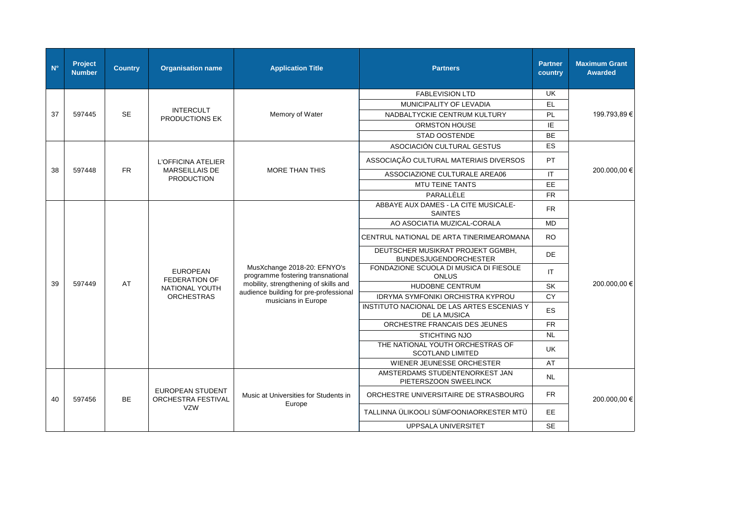| N° | Project Number | Country | Organisation name | Application Title | Partners | Partner country | Maximum Grant Awarded |
|---|---|---|---|---|---|---|---|
| 37 | 597445 | SE | INTERCULT PRODUCTIONS EK | Memory of Water | FABLEVISION LTD | UK | 199.793,89 € |
| | | | | | MUNICIPALITY OF LEVADIA | EL | |
| | | | | | NADBALTYCKIE CENTRUM KULTURY | PL | |
| | | | | | ORMSTON HOUSE | IE | |
| | | | | | STAD OOSTENDE | BE | |
| 38 | 597448 | FR | L'OFFICINA ATELIER MARSEILLAIS DE PRODUCTION | MORE THAN THIS | ASOCIACIÓN CULTURAL GESTUS | ES | 200.000,00 € |
| | | | | | ASSOCIAÇÃO CULTURAL MATERIAIS DIVERSOS | PT | |
| | | | | | ASSOCIAZIONE CULTURALE AREA06 | IT | |
| | | | | | MTU TEINE TANTS | EE | |
| | | | | | PARALLÈLE | FR | |
| 39 | 597449 | AT | EUROPEAN FEDERATION OF NATIONAL YOUTH ORCHESTRAS | MusXchange 2018-20: EFNYO's programme fostering transnational mobility, strengthening of skills and audience building for pre-professional musicians in Europe | ABBAYE AUX DAMES - LA CITE MUSICALE-SAINTES | FR | 200.000,00 € |
| | | | | | AO ASOCIATIA MUZICAL-CORALA | MD | |
| | | | | | CENTRUL NATIONAL DE ARTA TINERIMEAROMANA | RO | |
| | | | | | DEUTSCHER MUSIKRAT PROJEKT GGMBH, BUNDESJUGENDORCHESTER | DE | |
| | | | | | FONDAZIONE SCUOLA DI MUSICA DI FIESOLE ONLUS | IT | |
| | | | | | HUDOBNE CENTRUM | SK | |
| | | | | | IDRYMA SYMFONIKI ORCHISTRA KYPROU | CY | |
| | | | | | INSTITUTO NACIONAL DE LAS ARTES ESCENIAS Y DE LA MUSICA | ES | |
| | | | | | ORCHESTRE FRANCAIS DES JEUNES | FR | |
| | | | | | STICHTING NJO | NL | |
| | | | | | THE NATIONAL YOUTH ORCHESTRAS OF SCOTLAND LIMITED | UK | |
| | | | | | WIENER JEUNESSE ORCHESTER | AT | |
| 40 | 597456 | BE | EUROPEAN STUDENT ORCHESTRA FESTIVAL VZW | Music at Universities for Students in Europe | AMSTERDAMS STUDENTENORKEST JAN PIETERSZOON SWEELINCK | NL | 200.000,00 € |
| | | | | | ORCHESTRE UNIVERSITAIRE DE STRASBOURG | FR | |
| | | | | | TALLINNA ÜLIKOOLI SÜMFOONIAORKESTER MTÜ | EE | |
| | | | | | UPPSALA UNIVERSITET | SE | |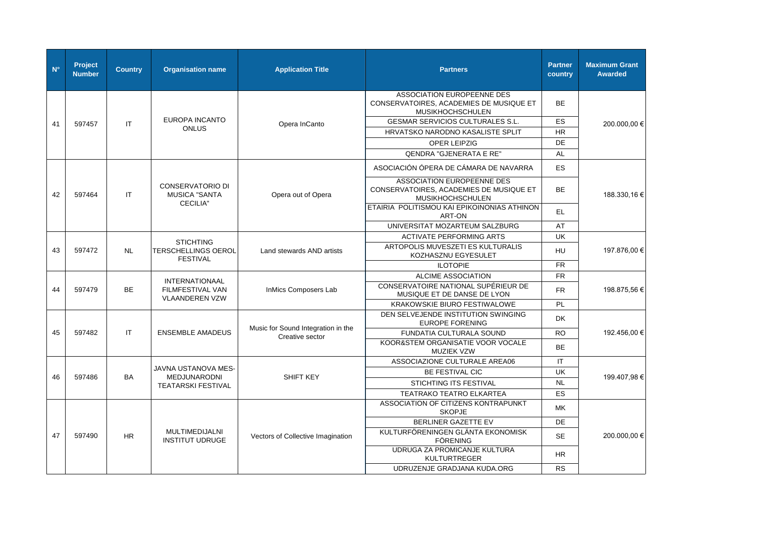| N° | Project Number | Country | Organisation name | Application Title | Partners | Partner country | Maximum Grant Awarded |
|---|---|---|---|---|---|---|---|
| 41 | 597457 | IT | EUROPA INCANTO ONLUS | Opera InCanto | ASSOCIATION EUROPEENNE DES CONSERVATOIRES, ACADEMIES DE MUSIQUE ET MUSIKHOCHSCHULEN | BE | 200.000,00 € |
| | | | | | GESMAR SERVICIOS CULTURALES S.L. | ES | |
| | | | | | HRVATSKO NARODNO KASALISTE SPLIT | HR | |
| | | | | | OPER LEIPZIG | DE | |
| | | | | | QENDRA "GJENERATA E RE" | AL | |
| 42 | 597464 | IT | CONSERVATORIO DI MUSICA "SANTA CECILIA" | Opera out of Opera | ASOCIACIÓN ÓPERA DE CÁMARA DE NAVARRA | ES | 188.330,16 € |
| | | | | | ASSOCIATION EUROPEENNE DES CONSERVATOIRES, ACADEMIES DE MUSIQUE ET MUSIKHOCHSCHULEN | BE | |
| | | | | | ETAIRIA POLITISMOU KAI EPIKOINONIAS ATHINON ART-ON | EL | |
| | | | | | UNIVERSITAT MOZARTEUM SALZBURG | AT | |
| 43 | 597472 | NL | STICHTING TERSCHELLINGS OEROL FESTIVAL | Land stewards AND artists | ACTIVATE PERFORMING ARTS | UK | 197.876,00 € |
| | | | | | ARTOPOLIS MUVESZETI ES KULTURALIS KOZHASZNU EGYESULET | HU | |
| | | | | | ILOTOPIE | FR | |
| 44 | 597479 | BE | INTERNATIONAAL FILMFESTIVAL VAN VLAANDEREN VZW | InMics Composers Lab | ALCIME ASSOCIATION | FR | 198.875,56 € |
| | | | | | CONSERVATOIRE NATIONAL SUPÉRIEUR DE MUSIQUE ET DE DANSE DE LYON | FR | |
| | | | | | KRAKOWSKIE BIURO FESTIWALOWE | PL | |
| 45 | 597482 | IT | ENSEMBLE AMADEUS | Music for Sound Integration in the Creative sector | DEN SELVEJENDE INSTITUTION SWINGING EUROPE FORENING | DK | 192.456,00 € |
| | | | | | FUNDATIA CULTURALA SOUND | RO | |
| | | | | | KOOR&STEM ORGANISATIE VOOR VOCALE MUZIEK VZW | BE | |
| 46 | 597486 | BA | JAVNA USTANOVA MES-MEDJUNARODNI TEATARSKI FESTIVAL | SHIFT KEY | ASSOCIAZIONE CULTURALE AREA06 | IT | 199.407,98 € |
| | | | | | BE FESTIVAL CIC | UK | |
| | | | | | STICHTING ITS FESTIVAL | NL | |
| | | | | | TEATRAKO TEATRO ELKARTEA | ES | |
| 47 | 597490 | HR | MULTIMEDIJALNI INSTITUT UDRUGE | Vectors of Collective Imagination | ASSOCIATION OF CITIZENS KONTRAPUNKT SKOPJE | MK | 200.000,00 € |
| | | | | | BERLINER GAZETTE EV | DE | |
| | | | | | KULTURFÖRENINGEN GLÄNTA EKONOMISK FÖRENING | SE | |
| | | | | | UDRUGA ZA PROMICANJE KULTURA KULTURTREGER | HR | |
| | | | | | UDRUZENJE GRADJANA KUDA.ORG | RS | |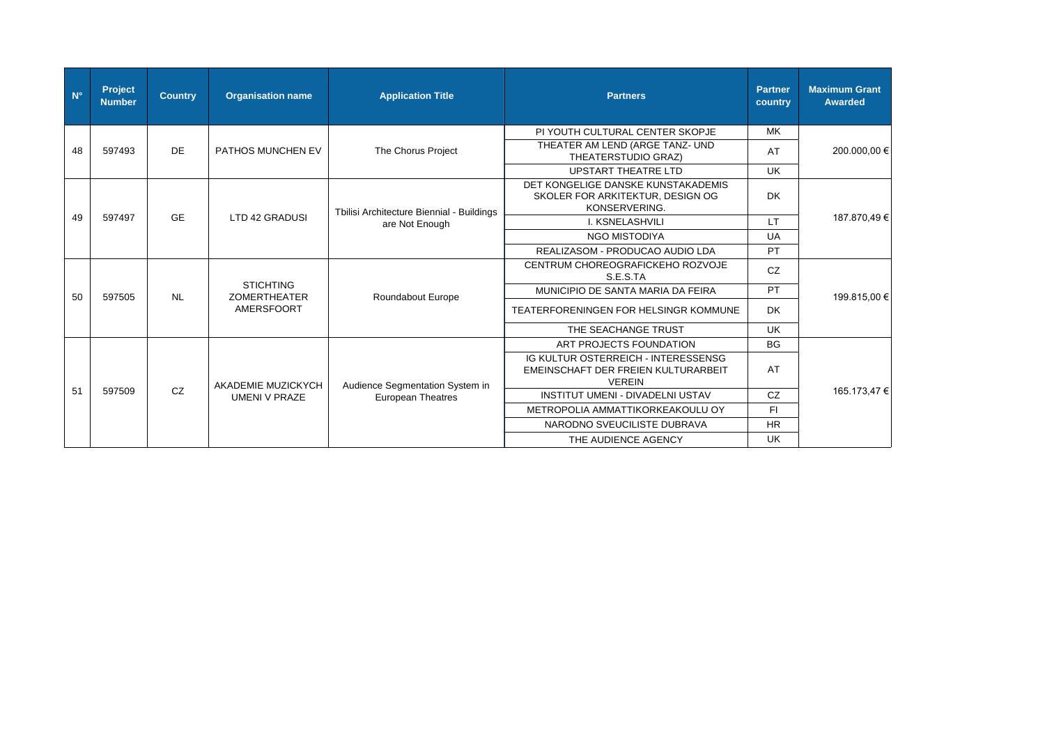| N° | Project Number | Country | Organisation name | Application Title | Partners | Partner country | Maximum Grant Awarded |
|---|---|---|---|---|---|---|---|
| 48 | 597493 | DE | PATHOS MUNCHEN EV | The Chorus Project | PI YOUTH CULTURAL CENTER SKOPJE | MK | 200.000,00 € |
| | | | | | THEATER AM LEND (ARGE TANZ- UND THEATERSTUDIO GRAZ) | AT | |
| | | | | | UPSTART THEATRE LTD | UK | |
| 49 | 597497 | GE | LTD 42 GRADUSI | Tbilisi Architecture Biennial - Buildings are Not Enough | DET KONGELIGE DANSKE KUNSTAKADEMIS SKOLER FOR ARKITEKTUR, DESIGN OG KONSERVERING. | DK | 187.870,49 € |
| | | | | | I. KSNELASHVILI | LT | |
| | | | | | NGO MISTODIYA | UA | |
| | | | | | REALIZASOM - PRODUCAO AUDIO LDA | PT | |
| 50 | 597505 | NL | STICHTING ZOMERTHEATER AMERSFOORT | Roundabout Europe | CENTRUM CHOREOGRAFICKEHO ROZVOJE S.E.S.TA | CZ | 199.815,00 € |
| | | | | | MUNICIPIO DE SANTA MARIA DA FEIRA | PT | |
| | | | | | TEATERFORENINGEN FOR HELSINGR KOMMUNE | DK | |
| | | | | | THE SEACHANGE TRUST | UK | |
| 51 | 597509 | CZ | AKADEMIE MUZICKYCH UMENI V PRAZE | Audience Segmentation System in European Theatres | ART PROJECTS FOUNDATION | BG | 165.173,47 € |
| | | | | | IG KULTUR OSTERREICH - INTERESSENSG EMEINSCHAFT DER FREIEN KULTURARBEIT VEREIN | AT | |
| | | | | | INSTITUT UMENI - DIVADELNI USTAV | CZ | |
| | | | | | METROPOLIA AMMATTIKORKEAKOULU OY | FI | |
| | | | | | NARODNO SVEUCILISTE DUBRAVA | HR | |
| | | | | | THE AUDIENCE AGENCY | UK | |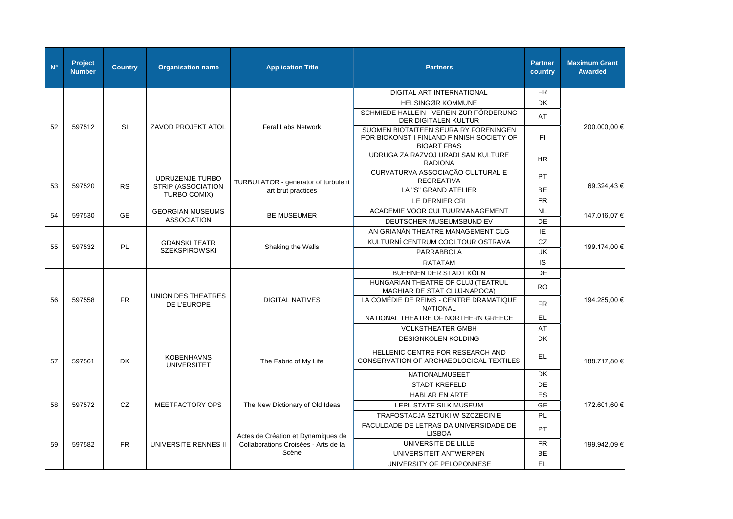| N° | Project Number | Country | Organisation name | Application Title | Partners | Partner country | Maximum Grant Awarded |
|---|---|---|---|---|---|---|---|
| 52 | 597512 | SI | ZAVOD PROJEKT ATOL | Feral Labs Network | DIGITAL ART INTERNATIONAL | FR | 200.000,00 € |
| | | | | | HELSINGØR KOMMUNE | DK | |
| | | | | | SCHMIEDE HALLEIN - VEREIN ZUR FÖRDERUNG DER DIGITALEN KULTUR | AT | |
| | | | | | SUOMEN BIOTAITEEN SEURA RY FORENINGEN FOR BIOKONST I FINLAND FINNISH SOCIETY OF BIOART FBAS | FI | |
| | | | | | UDRUGA ZA RAZVOJ URADI SAM KULTURE RADIONA | HR | |
| 53 | 597520 | RS | UDRUZENJE TURBO STRIP (ASSOCIATION TURBO COMIX) | TURBULATOR - generator of turbulent art brut practices | CURVATURVA ASSOCIAÇÃO CULTURAL E RECREATIVA | PT | 69.324,43 € |
| | | | | | LA "S" GRAND ATELIER | BE | |
| | | | | | LE DERNIER CRI | FR | |
| 54 | 597530 | GE | GEORGIAN MUSEUMS ASSOCIATION | BE MUSEUMER | ACADEMIE VOOR CULTUURMANAGEMENT | NL | 147.016,07 € |
| | | | | | DEUTSCHER MUSEUMSBUND EV | DE | |
| 55 | 597532 | PL | GDANSKI TEATR SZEKSPIROWSKI | Shaking the Walls | AN GRIANÁN THEATRE MANAGEMENT CLG | IE | 199.174,00 € |
| | | | | | KULTURNÍ CENTRUM COOLTOUR OSTRAVA | CZ | |
| | | | | | PARRABBOLA | UK | |
| | | | | | RATATAM | IS | |
| 56 | 597558 | FR | UNION DES THEATRES DE L'EUROPE | DIGITAL NATIVES | BUEHNEN DER STADT KÖLN | DE | 194.285,00 € |
| | | | | | HUNGARIAN THEATRE OF CLUJ (TEATRUL MAGHIAR DE STAT CLUJ-NAPOCA) | RO | |
| | | | | | LA COMÉDIE DE REIMS - CENTRE DRAMATIQUE NATIONAL | FR | |
| | | | | | NATIONAL THEATRE OF NORTHERN GREECE | EL | |
| | | | | | VOLKSTHEATER GMBH | AT | |
| 57 | 597561 | DK | KOBENHAVNS UNIVERSITET | The Fabric of My Life | DESIGNKOLEN KOLDING | DK | 188.717,80 € |
| | | | | | HELLENIC CENTRE FOR RESEARCH AND CONSERVATION OF ARCHAEOLOGICAL TEXTILES | EL | |
| | | | | | NATIONALMUSEET | DK | |
| | | | | | STADT KREFELD | DE | |
| 58 | 597572 | CZ | MEETFACTORY OPS | The New Dictionary of Old Ideas | HABLAR EN ARTE | ES | 172.601,60 € |
| | | | | | LEPL STATE SILK MUSEUM | GE | |
| | | | | | TRAFOSTACJA SZTUKI W SZCZECINIE | PL | |
| 59 | 597582 | FR | UNIVERSITE RENNES II | Actes de Création et Dynamiques de Collaborations Croisées - Arts de la Scène | FACULDADE DE LETRAS DA UNIVERSIDADE DE LISBOA | PT | 199.942,09 € |
| | | | | | UNIVERSITE DE LILLE | FR | |
| | | | | | UNIVERSITEIT ANTWERPEN | BE | |
| | | | | | UNIVERSITY OF PELOPONNESE | EL | |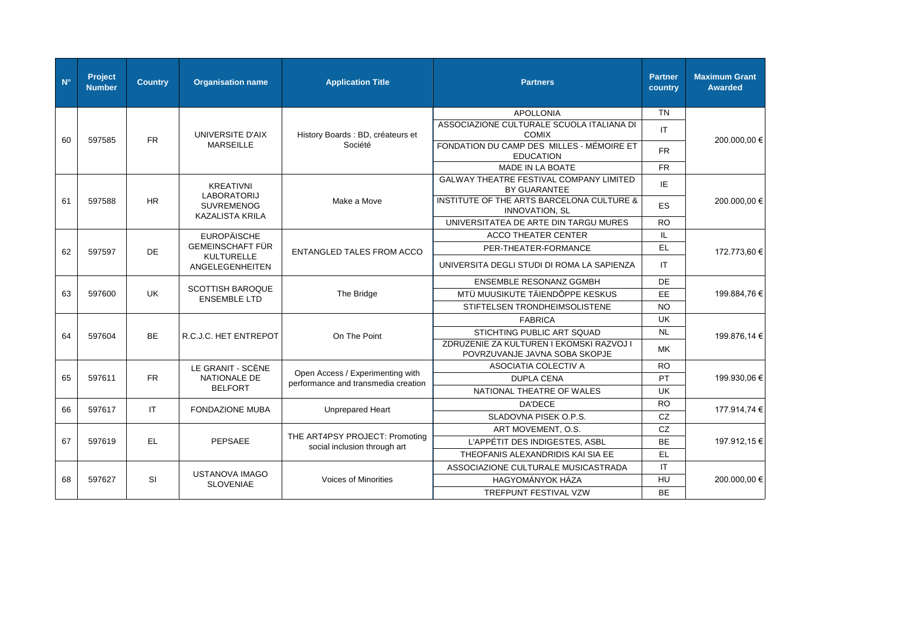| N° | Project Number | Country | Organisation name | Application Title | Partners | Partner country | Maximum Grant Awarded |
|---|---|---|---|---|---|---|---|
| 60 | 597585 | FR | UNIVERSITE D'AIX MARSEILLE | History Boards : BD, créateurs et Société | APOLLONIA | TN | 200.000,00 € |
| | | | | | ASSOCIAZIONE CULTURALE SCUOLA ITALIANA DI COMIX | IT | |
| | | | | | FONDATION DU CAMP DES MILLES - MÉMOIRE ET EDUCATION | FR | |
| | | | | | MADE IN LA BOATE | FR | |
| 61 | 597588 | HR | KREATIVNI LABORATORIJ SUVREMENOG KAZALISTA KRILA | Make a Move | GALWAY THEATRE FESTIVAL COMPANY LIMITED BY GUARANTEE | IE | 200.000,00 € |
| | | | | | INSTITUTE OF THE ARTS BARCELONA CULTURE & INNOVATION, SL | ES | |
| | | | | | UNIVERSITATEA DE ARTE DIN TARGU MURES | RO | |
| 62 | 597597 | DE | EUROPÄISCHE GEMEINSCHAFT FÜR KULTURELLE ANGELEGENHEITEN | ENTANGLED TALES FROM ACCO | ACCO THEATER CENTER | IL | 172.773,60 € |
| | | | | | PER-THEATER-FORMANCE | EL | |
| | | | | | UNIVERSITA DEGLI STUDI DI ROMA LA SAPIENZA | IT | |
| 63 | 597600 | UK | SCOTTISH BAROQUE ENSEMBLE LTD | The Bridge | ENSEMBLE RESONANZ GGMBH | DE | 199.884,76 € |
| | | | | | MTÜ MUUSIKUTE TÄIENDÕPPE KESKUS | EE | |
| | | | | | STIFTELSEN TRONDHEIMSOLISTENE | NO | |
| 64 | 597604 | BE | R.C.J.C. HET ENTREPOT | On The Point | FABRICA | UK | 199.876,14 € |
| | | | | | STICHTING PUBLIC ART SQUAD | NL | |
| | | | | | ZDRUZENIE ZA KULTUREN I EKOMSKI RAZVOJ I POVRZUVANJE JAVNA SOBA SKOPJE | MK | |
| 65 | 597611 | FR | LE GRANIT - SCÈNE NATIONALE DE BELFORT | Open Access / Experimenting with performance and transmedia creation | ASOCIATIA COLECTIV A | RO | 199.930,06 € |
| | | | | | DUPLA CENA | PT | |
| | | | | | NATIONAL THEATRE OF WALES | UK | |
| 66 | 597617 | IT | FONDAZIONE MUBA | Unprepared Heart | DA'DECE | RO | 177.914,74 € |
| | | | | | SLADOVNA PISEK O.P.S. | CZ | |
| 67 | 597619 | EL | PEPSAEE | THE ART4PSY PROJECT: Promoting social inclusion through art | ART MOVEMENT, O.S. | CZ | 197.912,15 € |
| | | | | | L'APPÉTIT DES INDIGESTES, ASBL | BE | |
| | | | | | THEOFANIS ALEXANDRIDIS KAI SIA EE | EL | |
| 68 | 597627 | SI | USTANOVA IMAGO SLOVENIAE | Voices of Minorities | ASSOCIAZIONE CULTURALE MUSICASTRADA | IT | 200.000,00 € |
| | | | | | HAGYOMÁNYOK HÁZA | HU | |
| | | | | | TREFPUNT FESTIVAL VZW | BE | |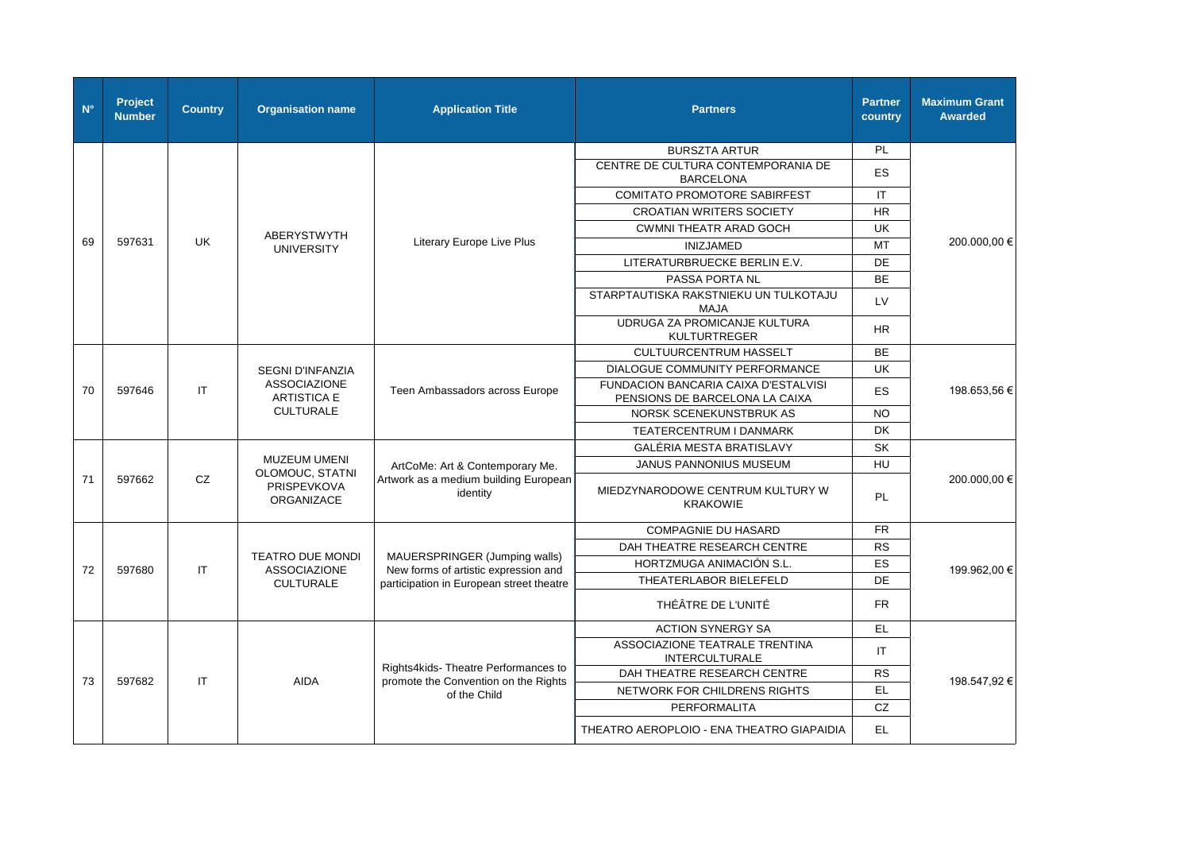| N° | Project Number | Country | Organisation name | Application Title | Partners | Partner country | Maximum Grant Awarded |
|---|---|---|---|---|---|---|---|
| 69 | 597631 | UK | ABERYSTWYTH UNIVERSITY | Literary Europe Live Plus | BURSZTA ARTUR | PL | 200.000,00 € |
| | | | | | CENTRE DE CULTURA CONTEMPORANIA DE BARCELONA | ES | |
| | | | | | COMITATO PROMOTORE SABIRFEST | IT | |
| | | | | | CROATIAN WRITERS SOCIETY | HR | |
| | | | | | CWMNI THEATR ARAD GOCH | UK | |
| | | | | | INIZJAMED | MT | |
| | | | | | LITERATURBRUECKE BERLIN E.V. | DE | |
| | | | | | PASSA PORTA NL | BE | |
| | | | | | STARPTAUTISKA RAKSTNIEKU UN TULKOTAJU MAJA | LV | |
| | | | | | UDRUGA ZA PROMICANJE KULTURA KULTURTREGER | HR | |
| 70 | 597646 | IT | SEGNI D'INFANZIA ASSOCIAZIONE ARTISTICA E CULTURALE | Teen Ambassadors across Europe | CULTUURCENTRUM HASSELT | BE | 198.653,56 € |
| | | | | | DIALOGUE COMMUNITY PERFORMANCE | UK | |
| | | | | | FUNDACION BANCARIA CAIXA D'ESTALVISI PENSIONS DE BARCELONA LA CAIXA | ES | |
| | | | | | NORSK SCENEKUNSTBRUK AS | NO | |
| | | | | | TEATERCENTRUM I DANMARK | DK | |
| 71 | 597662 | CZ | MUZEUM UMENI OLOMOUC, STATNI PRISPEVKOVA ORGANIZACE | ArtCoMe: Art & Contemporary Me. Artwork as a medium building European identity | GALÉRIA MESTA BRATISLAVY | SK | 200.000,00 € |
| | | | | | JANUS PANNONIUS MUSEUM | HU | |
| | | | | | MIEDZYNARODOWE CENTRUM KULTURY W KRAKOWIE | PL | |
| 72 | 597680 | IT | TEATRO DUE MONDI ASSOCIAZIONE CULTURALE | MAUERSPRINGER (Jumping walls) New forms of artistic expression and participation in European street theatre | COMPAGNIE DU HASARD | FR | 199.962,00 € |
| | | | | | DAH THEATRE RESEARCH CENTRE | RS | |
| | | | | | HORTZMUGA ANIMACIÓN S.L. | ES | |
| | | | | | THEATERLABOR BIELEFELD | DE | |
| | | | | | THÉÂTRE DE L'UNITÉ | FR | |
| 73 | 597682 | IT | AIDA | Rights4kids- Theatre Performances to promote the Convention on the Rights of the Child | ACTION SYNERGY SA | EL | 198.547,92 € |
| | | | | | ASSOCIAZIONE TEATRALE TRENTINA INTERCULTURALE | IT | |
| | | | | | DAH THEATRE RESEARCH CENTRE | RS | |
| | | | | | NETWORK FOR CHILDRENS RIGHTS | EL | |
| | | | | | PERFORMALITA | CZ | |
| | | | | | THEATRO AEROPLOIO - ENA THEATRO GIAPAIDIA | EL | |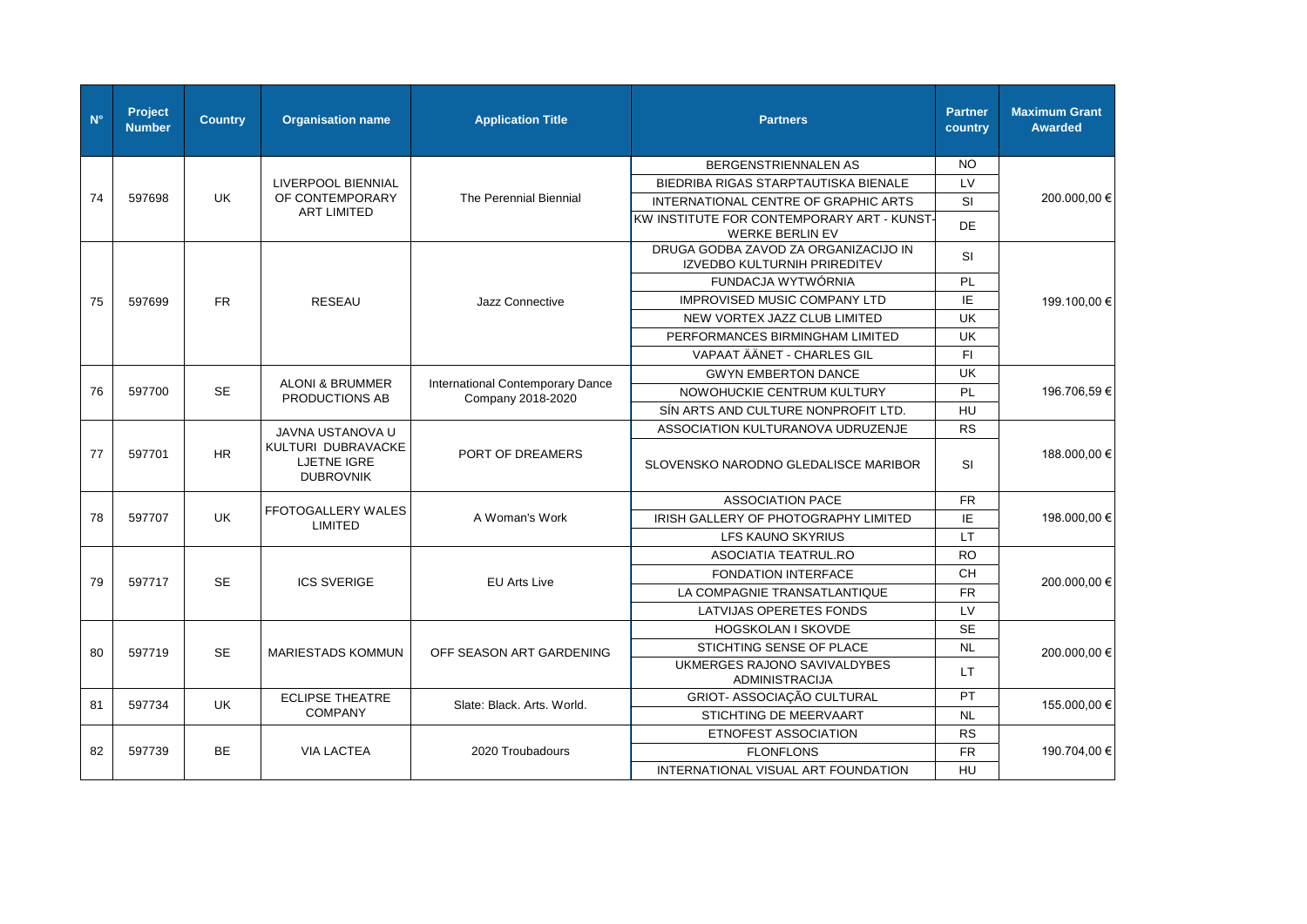| N° | Project Number | Country | Organisation name | Application Title | Partners | Partner country | Maximum Grant Awarded |
|---|---|---|---|---|---|---|---|
| 74 | 597698 | UK | LIVERPOOL BIENNIAL OF CONTEMPORARY ART LIMITED | The Perennial Biennial | BERGENSTRIENNALEN AS | NO | 200.000,00 € |
| | | | | | BIEDRIBA RIGAS STARPTAUTISKA BIENALE | LV | |
| | | | | | INTERNATIONAL CENTRE OF GRAPHIC ARTS | SI | |
| | | | | | KW INSTITUTE FOR CONTEMPORARY ART - KUNST-WERKE BERLIN EV | DE | |
| 75 | 597699 | FR | RESEAU | Jazz Connective | DRUGA GODBA ZAVOD ZA ORGANIZACIJO IN IZVEDBO KULTURNIH PRIREDITEV | SI | 199.100,00 € |
| | | | | | FUNDACJA WYTWÓRNIA | PL | |
| | | | | | IMPROVISED MUSIC COMPANY LTD | IE | |
| | | | | | NEW VORTEX JAZZ CLUB LIMITED | UK | |
| | | | | | PERFORMANCES BIRMINGHAM LIMITED | UK | |
| | | | | | VAPAAT ÄÄNET - CHARLES GIL | FI | |
| 76 | 597700 | SE | ALONI & BRUMMER PRODUCTIONS AB | International Contemporary Dance Company 2018-2020 | GWYN EMBERTON DANCE | UK | 196.706,59 € |
| | | | | | NOWOHUCKIE CENTRUM KULTURY | PL | |
| | | | | | SÍN ARTS AND CULTURE NONPROFIT LTD. | HU | |
| 77 | 597701 | HR | JAVNA USTANOVA U KULTURI DUBRAVACKE LJETNE IGRE DUBROVNIK | PORT OF DREAMERS | ASSOCIATION KULTURANOVA UDRUZENJE | RS | 188.000,00 € |
| | | | | | SLOVENSKO NARODNO GLEDALISCE MARIBOR | SI | |
| 78 | 597707 | UK | FFOTOGALLERY WALES LIMITED | A Woman's Work | ASSOCIATION PACE | FR | 198.000,00 € |
| | | | | | IRISH GALLERY OF PHOTOGRAPHY LIMITED | IE | |
| | | | | | LFS KAUNO SKYRIUS | LT | |
| 79 | 597717 | SE | ICS SVERIGE | EU Arts Live | ASOCIATIA TEATRUL.RO | RO | 200.000,00 € |
| | | | | | FONDATION INTERFACE | CH | |
| | | | | | LA COMPAGNIE TRANSATLANTIQUE | FR | |
| | | | | | LATVIJAS OPERETES FONDS | LV | |
| 80 | 597719 | SE | MARIESTADS KOMMUN | OFF SEASON ART GARDENING | HOGSKOLAN I SKOVDE | SE | 200.000,00 € |
| | | | | | STICHTING SENSE OF PLACE | NL | |
| | | | | | UKMERGES RAJONO SAVIVALDYBES ADMINISTRACIJA | LT | |
| 81 | 597734 | UK | ECLIPSE THEATRE COMPANY | Slate: Black. Arts. World. | GRIOT- ASSOCIAÇÃO CULTURAL | PT | 155.000,00 € |
| | | | | | STICHTING DE MEERVAART | NL | |
| 82 | 597739 | BE | VIA LACTEA | 2020 Troubadours | ETNOFEST ASSOCIATION | RS | 190.704,00 € |
| | | | | | FLONFLONS | FR | |
| | | | | | INTERNATIONAL VISUAL ART FOUNDATION | HU | |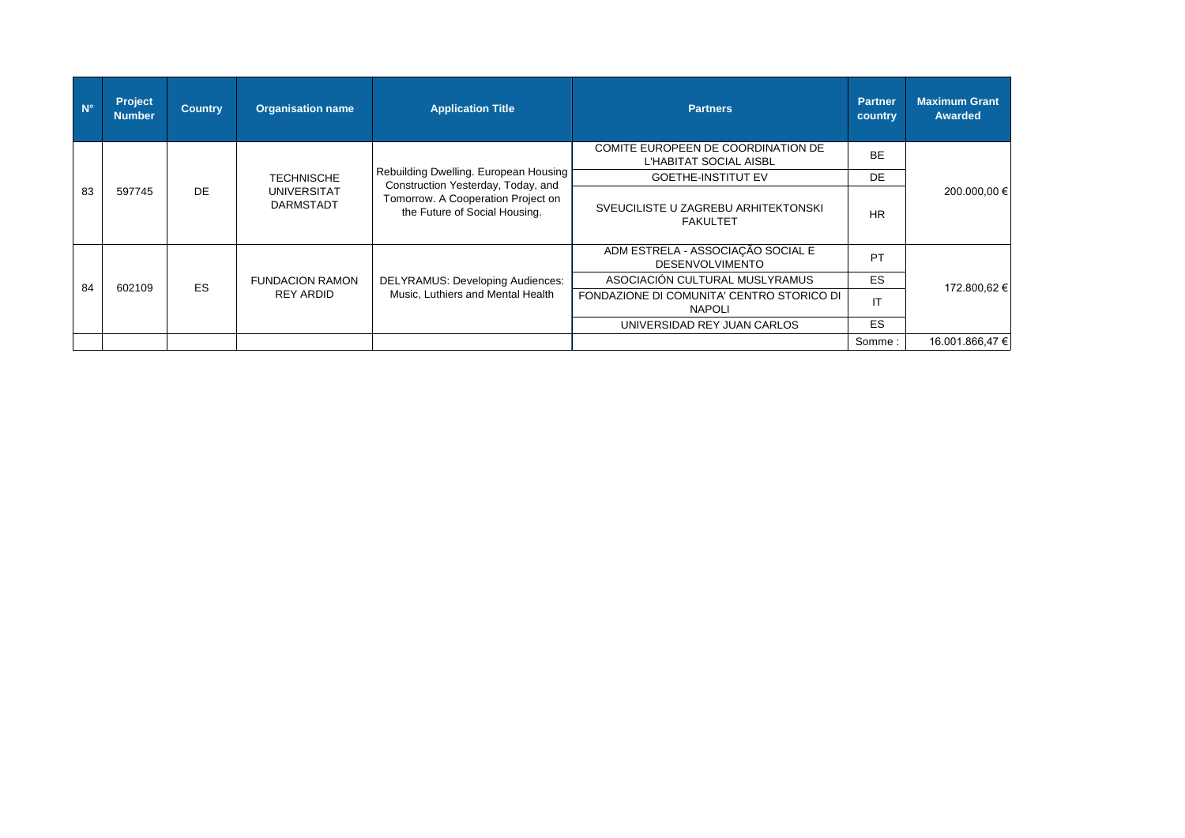| N° | Project Number | Country | Organisation name | Application Title | Partners | Partner country | Maximum Grant Awarded |
|---|---|---|---|---|---|---|---|
| 83 | 597745 | DE | TECHNISCHE UNIVERSITAT DARMSTADT | Rebuilding Dwelling. European Housing Construction Yesterday, Today, and Tomorrow. A Cooperation Project on the Future of Social Housing. | COMITE EUROPEEN DE COORDINATION DE L'HABITAT SOCIAL AISBL | BE | 200.000,00 € |
| | | | | | GOETHE-INSTITUT EV | DE | |
| | | | | | SVEUCILISTE U ZAGREBU ARHITEKTONSKI FAKULTET | HR | |
| 84 | 602109 | ES | FUNDACION RAMON REY ARDID | DELYRAMUS: Developing Audiences: Music, Luthiers and Mental Health | ADM ESTRELA - ASSOCIAÇÃO SOCIAL E DESENVOLVIMENTO | PT | 172.800,62 € |
| | | | | | ASOCIACIÓN CULTURAL MUSLYRAMUS | ES | |
| | | | | | FONDAZIONE DI COMUNITA' CENTRO STORICO DI NAPOLI | IT | |
| | | | | | UNIVERSIDAD REY JUAN CARLOS | ES | |
| | | | | | | Somme : | 16.001.866,47 € |